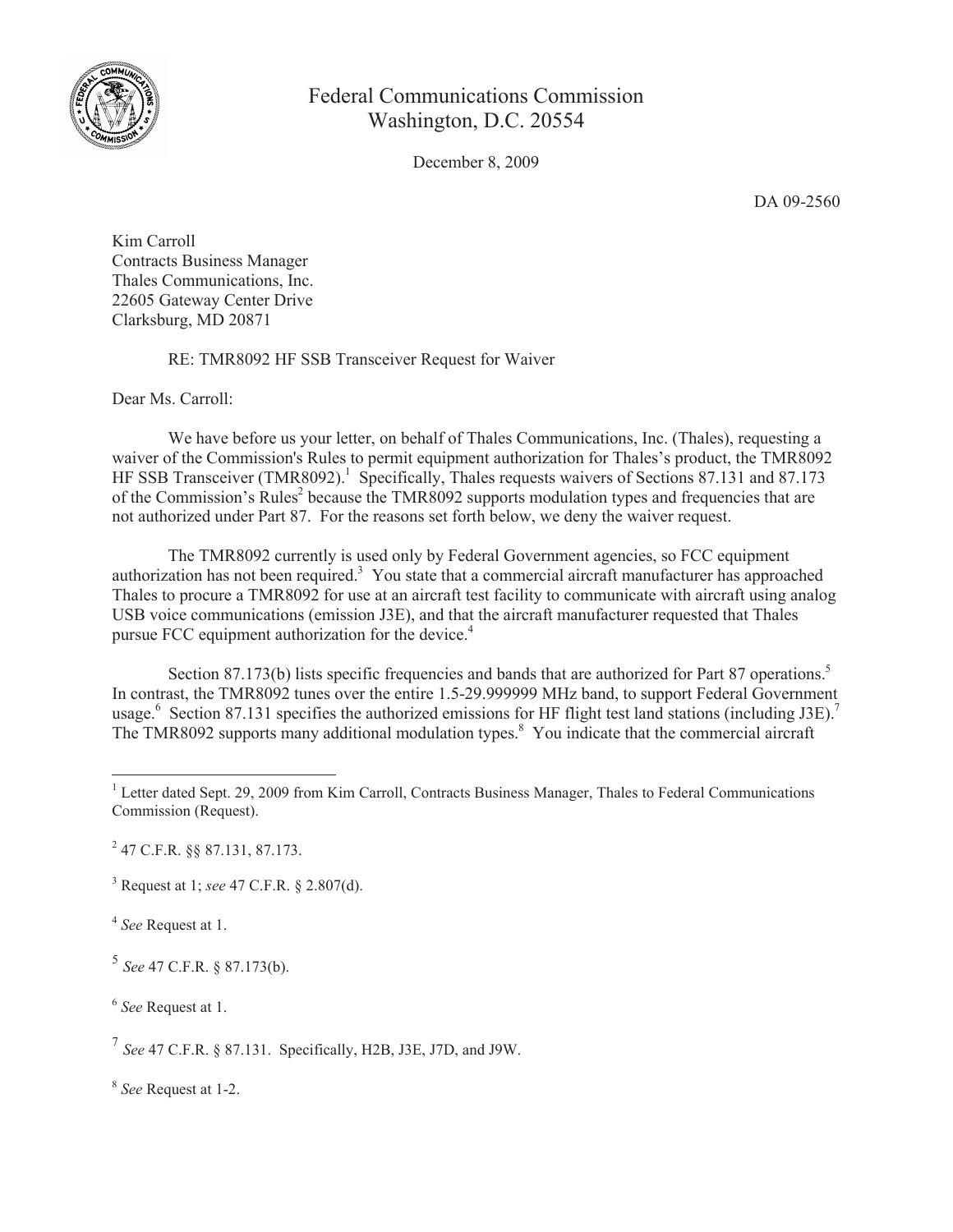Federal Communications Commission
Washington, D.C. 20554

December 8, 2009

DA 09-2560

Kim Carroll
Contracts Business Manager
Thales Communications, Inc.
22605 Gateway Center Drive
Clarksburg, MD 20871

RE: TMR8092 HF SSB Transceiver Request for Waiver

Dear Ms. Carroll:

We have before us your letter, on behalf of Thales Communications, Inc. (Thales), requesting a waiver of the Commission's Rules to permit equipment authorization for Thales's product, the TMR8092 HF SSB Transceiver (TMR8092).[1] Specifically, Thales requests waivers of Sections 87.131 and 87.173 of the Commission's Rules[2] because the TMR8092 supports modulation types and frequencies that are not authorized under Part 87. For the reasons set forth below, we deny the waiver request.

The TMR8092 currently is used only by Federal Government agencies, so FCC equipment authorization has not been required.[3] You state that a commercial aircraft manufacturer has approached Thales to procure a TMR8092 for use at an aircraft test facility to communicate with aircraft using analog USB voice communications (emission J3E), and that the aircraft manufacturer requested that Thales pursue FCC equipment authorization for the device.[4]

Section 87.173(b) lists specific frequencies and bands that are authorized for Part 87 operations.[5] In contrast, the TMR8092 tunes over the entire 1.5-29.999999 MHz band, to support Federal Government usage.[6] Section 87.131 specifies the authorized emissions for HF flight test land stations (including J3E).[7] The TMR8092 supports many additional modulation types.[8] You indicate that the commercial aircraft

---

[1] Letter dated Sept. 29, 2009 from Kim Carroll, Contracts Business Manager, Thales to Federal Communications Commission (Request).

[2] 47 C.F.R. §§ 87.131, 87.173.

[3] Request at 1; *see* 47 C.F.R. § 2.807(d).

[4] *See* Request at 1.

[5] *See* 47 C.F.R. § 87.173(b).

[6] *See* Request at 1.

[7] *See* 47 C.F.R. § 87.131. Specifically, H2B, J3E, J7D, and J9W.

[8] *See* Request at 1-2.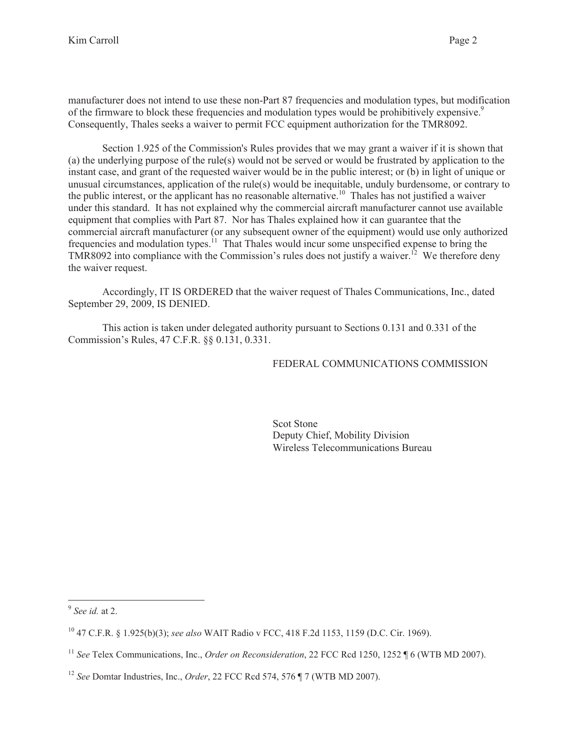manufacturer does not intend to use these non-Part 87 frequencies and modulation types, but modification of the firmware to block these frequencies and modulation types would be prohibitively expensive.[9] Consequently, Thales seeks a waiver to permit FCC equipment authorization for the TMR8092.

Section 1.925 of the Commission's Rules provides that we may grant a waiver if it is shown that (a) the underlying purpose of the rule(s) would not be served or would be frustrated by application to the instant case, and grant of the requested waiver would be in the public interest; or (b) in light of unique or unusual circumstances, application of the rule(s) would be inequitable, unduly burdensome, or contrary to the public interest, or the applicant has no reasonable alternative.[10] Thales has not justified a waiver under this standard. It has not explained why the commercial aircraft manufacturer cannot use available equipment that complies with Part 87. Nor has Thales explained how it can guarantee that the commercial aircraft manufacturer (or any subsequent owner of the equipment) would use only authorized frequencies and modulation types.[11] That Thales would incur some unspecified expense to bring the TMR8092 into compliance with the Commission's rules does not justify a waiver.[12] We therefore deny the waiver request.

Accordingly, IT IS ORDERED that the waiver request of Thales Communications, Inc., dated September 29, 2009, IS DENIED.

This action is taken under delegated authority pursuant to Sections 0.131 and 0.331 of the Commission's Rules, 47 C.F.R. §§ 0.131, 0.331.

FEDERAL COMMUNICATIONS COMMISSION

Scot Stone
Deputy Chief, Mobility Division
Wireless Telecommunications Bureau

---

[9] *See id.* at 2.

[10] 47 C.F.R. § 1.925(b)(3); *see also* WAIT Radio v FCC, 418 F.2d 1153, 1159 (D.C. Cir. 1969).

[11] *See* Telex Communications, Inc., *Order on Reconsideration*, 22 FCC Rcd 1250, 1252 ¶ 6 (WTB MD 2007).

[12] *See* Domtar Industries, Inc., *Order*, 22 FCC Rcd 574, 576 ¶ 7 (WTB MD 2007).